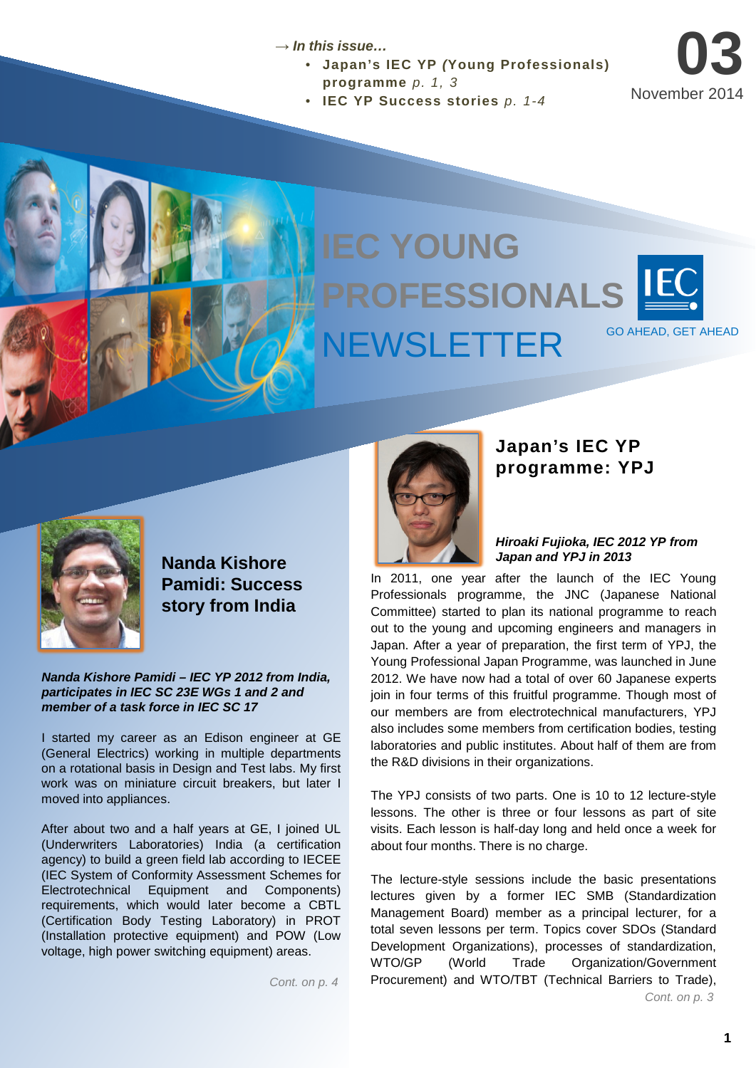→ *In this issue…*

- **Japan's IEC YP (Young Professionals) programme** *p. 1, 3*
- **IEC YP Success stories** *p. 1-4*

**03**
November 2014

# IEC YOUNG PROFESSIONALS NEWSLETTER

GO AHEAD, GET AHEAD

## Nanda Kishore Pamidi: Success story from India

***Nanda Kishore Pamidi – IEC YP 2012 from India, participates in IEC SC 23E WGs 1 and 2 and member of a task force in IEC SC 17***

I started my career as an Edison engineer at GE (General Electrics) working in multiple departments on a rotational basis in Design and Test labs. My first work was on miniature circuit breakers, but later I moved into appliances.

After about two and a half years at GE, I joined UL (Underwriters Laboratories) India (a certification agency) to build a green field lab according to IECEE (IEC System of Conformity Assessment Schemes for Electrotechnical Equipment and Components) requirements, which would later become a CBTL (Certification Body Testing Laboratory) in PROT (Installation protective equipment) and POW (Low voltage, high power switching equipment) areas.

*Cont. on p. 4*

## Japan's IEC YP programme: YPJ

***Hiroaki Fujioka, IEC 2012 YP from Japan and YPJ in 2013***

In 2011, one year after the launch of the IEC Young Professionals programme, the JNC (Japanese National Committee) started to plan its national programme to reach out to the young and upcoming engineers and managers in Japan. After a year of preparation, the first term of YPJ, the Young Professional Japan Programme, was launched in June 2012. We have now had a total of over 60 Japanese experts join in four terms of this fruitful programme. Though most of our members are from electrotechnical manufacturers, YPJ also includes some members from certification bodies, testing laboratories and public institutes. About half of them are from the R&D divisions in their organizations.

The YPJ consists of two parts. One is 10 to 12 lecture-style lessons. The other is three or four lessons as part of site visits. Each lesson is half-day long and held once a week for about four months. There is no charge.

The lecture-style sessions include the basic presentations lectures given by a former IEC SMB (Standardization Management Board) member as a principal lecturer, for a total seven lessons per term. Topics cover SDOs (Standard Development Organizations), processes of standardization, WTO/GP (World Trade Organization/Government Procurement) and WTO/TBT (Technical Barriers to Trade),

*Cont. on p. 3*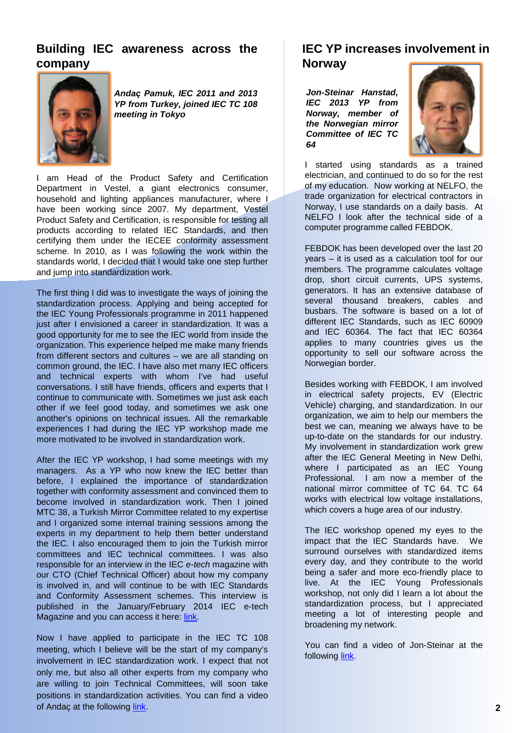## Building IEC awareness across the company

***Andaç Pamuk, IEC 2011 and 2013 YP from Turkey, joined IEC TC 108 meeting in Tokyo***

I am Head of the Product Safety and Certification Department in Vestel, a giant electronics consumer, household and lighting appliances manufacturer, where I have been working since 2007. My department, Vestel Product Safety and Certification, is responsible for testing all products according to related IEC Standards, and then certifying them under the IECEE conformity assessment scheme. In 2010, as I was following the work within the standards world, I decided that I would take one step further and jump into standardization work.

The first thing I did was to investigate the ways of joining the standardization process. Applying and being accepted for the IEC Young Professionals programme in 2011 happened just after I envisioned a career in standardization. It was a good opportunity for me to see the IEC world from inside the organization. This experience helped me make many friends from different sectors and cultures – we are all standing on common ground, the IEC. I have also met many IEC officers and technical experts with whom I've had useful conversations. I still have friends, officers and experts that I continue to communicate with. Sometimes we just ask each other if we feel good today, and sometimes we ask one another's opinions on technical issues. All the remarkable experiences I had during the IEC YP workshop made me more motivated to be involved in standardization work.

After the IEC YP workshop, I had some meetings with my managers. As a YP who now knew the IEC better than before, I explained the importance of standardization together with conformity assessment and convinced them to become involved in standardization work. Then I joined MTC 38, a Turkish Mirror Committee related to my expertise and I organized some internal training sessions among the experts in my department to help them better understand the IEC. I also encouraged them to join the Turkish mirror committees and IEC technical committees. I was also responsible for an interview in the IEC *e-tech* magazine with our CTO (Chief Technical Officer) about how my company is involved in, and will continue to be with IEC Standards and Conformity Assessment schemes. This interview is published in the January/February 2014 IEC e-tech Magazine and you can access it here: link.

Now I have applied to participate in the IEC TC 108 meeting, which I believe will be the start of my company's involvement in IEC standardization work. I expect that not only me, but also all other experts from my company who are willing to join Technical Committees, will soon take positions in standardization activities. You can find a video of Andaç at the following link.

## IEC YP increases involvement in Norway

***Jon-Steinar Hanstad, IEC 2013 YP from Norway, member of the Norwegian mirror Committee of IEC TC 64***

I started using standards as a trained electrician, and continued to do so for the rest of my education. Now working at NELFO, the trade organization for electrical contractors in Norway, I use standards on a daily basis. At NELFO I look after the technical side of a computer programme called FEBDOK.

FEBDOK has been developed over the last 20 years – it is used as a calculation tool for our members. The programme calculates voltage drop, short circuit currents, UPS systems, generators. It has an extensive database of several thousand breakers, cables and busbars. The software is based on a lot of different IEC Standards, such as IEC 60909 and IEC 60364. The fact that IEC 60364 applies to many countries gives us the opportunity to sell our software across the Norwegian border.

Besides working with FEBDOK, I am involved in electrical safety projects, EV (Electric Vehicle) charging, and standardization. In our organization, we aim to help our members the best we can, meaning we always have to be up-to-date on the standards for our industry. My involvement in standardization work grew after the IEC General Meeting in New Delhi, where I participated as an IEC Young Professional. I am now a member of the national mirror committee of TC 64. TC 64 works with electrical low voltage installations, which covers a huge area of our industry.

The IEC workshop opened my eyes to the impact that the IEC Standards have. We surround ourselves with standardized items every day, and they contribute to the world being a safer and more eco-friendly place to live. At the IEC Young Professionals workshop, not only did I learn a lot about the standardization process, but I appreciated meeting a lot of interesting people and broadening my network.

You can find a video of Jon-Steinar at the following link.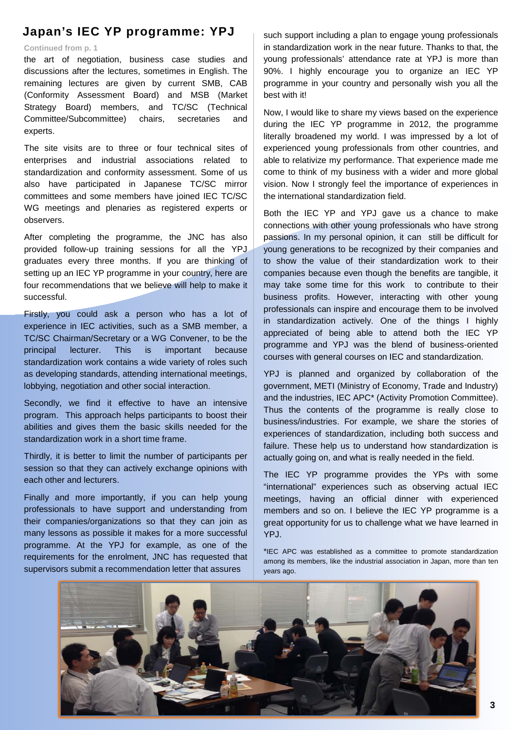## Japan's IEC YP programme: YPJ

Continued from p. 1

the art of negotiation, business case studies and discussions after the lectures, sometimes in English. The remaining lectures are given by current SMB, CAB (Conformity Assessment Board) and MSB (Market Strategy Board) members, and TC/SC (Technical Committee/Subcommittee) chairs, secretaries and experts.

The site visits are to three or four technical sites of enterprises and industrial associations related to standardization and conformity assessment. Some of us also have participated in Japanese TC/SC mirror committees and some members have joined IEC TC/SC WG meetings and plenaries as registered experts or observers.

After completing the programme, the JNC has also provided follow-up training sessions for all the YPJ graduates every three months. If you are thinking of setting up an IEC YP programme in your country, here are four recommendations that we believe will help to make it successful.

Firstly, you could ask a person who has a lot of experience in IEC activities, such as a SMB member, a TC/SC Chairman/Secretary or a WG Convener, to be the principal lecturer. This is important because standardization work contains a wide variety of roles such as developing standards, attending international meetings, lobbying, negotiation and other social interaction.

Secondly, we find it effective to have an intensive program. This approach helps participants to boost their abilities and gives them the basic skills needed for the standardization work in a short time frame.

Thirdly, it is better to limit the number of participants per session so that they can actively exchange opinions with each other and lecturers.

Finally and more importantly, if you can help young professionals to have support and understanding from their companies/organizations so that they can join as many lessons as possible it makes for a more successful programme. At the YPJ for example, as one of the requirements for the enrolment, JNC has requested that supervisors submit a recommendation letter that assures such support including a plan to engage young professionals in standardization work in the near future. Thanks to that, the young professionals' attendance rate at YPJ is more than 90%. I highly encourage you to organize an IEC YP programme in your country and personally wish you all the best with it!

Now, I would like to share my views based on the experience during the IEC YP programme in 2012, the programme literally broadened my world. I was impressed by a lot of experienced young professionals from other countries, and able to relativize my performance. That experience made me come to think of my business with a wider and more global vision. Now I strongly feel the importance of experiences in the international standardization field.

Both the IEC YP and YPJ gave us a chance to make connections with other young professionals who have strong passions. In my personal opinion, it can still be difficult for young generations to be recognized by their companies and to show the value of their standardization work to their companies because even though the benefits are tangible, it may take some time for this work to contribute to their business profits. However, interacting with other young professionals can inspire and encourage them to be involved in standardization actively. One of the things I highly appreciated of being able to attend both the IEC YP programme and YPJ was the blend of business-oriented courses with general courses on IEC and standardization.

YPJ is planned and organized by collaboration of the government, METI (Ministry of Economy, Trade and Industry) and the industries, IEC APC* (Activity Promotion Committee). Thus the contents of the programme is really close to business/industries. For example, we share the stories of experiences of standardization, including both success and failure. These help us to understand how standardization is actually going on, and what is really needed in the field.

The IEC YP programme provides the YPs with some "international" experiences such as observing actual IEC meetings, having an official dinner with experienced members and so on. I believe the IEC YP programme is a great opportunity for us to challenge what we have learned in YPJ.

*IEC APC was established as a committee to promote standardization among its members, like the industrial association in Japan, more than ten years ago.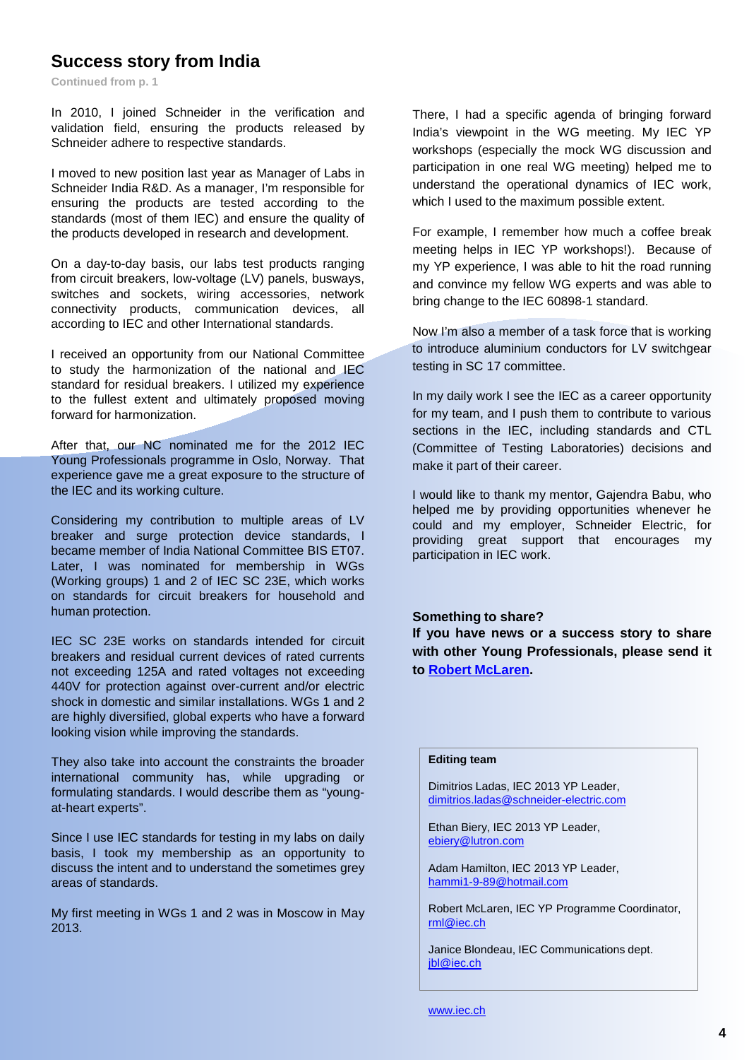## Success story from India

Continued from p. 1

In 2010, I joined Schneider in the verification and validation field, ensuring the products released by Schneider adhere to respective standards.

I moved to new position last year as Manager of Labs in Schneider India R&D. As a manager, I'm responsible for ensuring the products are tested according to the standards (most of them IEC) and ensure the quality of the products developed in research and development.

On a day-to-day basis, our labs test products ranging from circuit breakers, low-voltage (LV) panels, busways, switches and sockets, wiring accessories, network connectivity products, communication devices, all according to IEC and other International standards.

I received an opportunity from our National Committee to study the harmonization of the national and IEC standard for residual breakers. I utilized my experience to the fullest extent and ultimately proposed moving forward for harmonization.

After that, our NC nominated me for the 2012 IEC Young Professionals programme in Oslo, Norway. That experience gave me a great exposure to the structure of the IEC and its working culture.

Considering my contribution to multiple areas of LV breaker and surge protection device standards, I became member of India National Committee BIS ET07. Later, I was nominated for membership in WGs (Working groups) 1 and 2 of IEC SC 23E, which works on standards for circuit breakers for household and human protection.

IEC SC 23E works on standards intended for circuit breakers and residual current devices of rated currents not exceeding 125A and rated voltages not exceeding 440V for protection against over-current and/or electric shock in domestic and similar installations. WGs 1 and 2 are highly diversified, global experts who have a forward looking vision while improving the standards.

They also take into account the constraints the broader international community has, while upgrading or formulating standards. I would describe them as "young-at-heart experts".

Since I use IEC standards for testing in my labs on daily basis, I took my membership as an opportunity to discuss the intent and to understand the sometimes grey areas of standards.

My first meeting in WGs 1 and 2 was in Moscow in May 2013.

There, I had a specific agenda of bringing forward India's viewpoint in the WG meeting. My IEC YP workshops (especially the mock WG discussion and participation in one real WG meeting) helped me to understand the operational dynamics of IEC work, which I used to the maximum possible extent.

For example, I remember how much a coffee break meeting helps in IEC YP workshops!). Because of my YP experience, I was able to hit the road running and convince my fellow WG experts and was able to bring change to the IEC 60898-1 standard.

Now I'm also a member of a task force that is working to introduce aluminium conductors for LV switchgear testing in SC 17 committee.

In my daily work I see the IEC as a career opportunity for my team, and I push them to contribute to various sections in the IEC, including standards and CTL (Committee of Testing Laboratories) decisions and make it part of their career.

I would like to thank my mentor, Gajendra Babu, who helped me by providing opportunities whenever he could and my employer, Schneider Electric, for providing great support that encourages my participation in IEC work.

**Something to share?**
**If you have news or a success story to share with other Young Professionals, please send it to Robert McLaren.**

**Editing team**

Dimitrios Ladas, IEC 2013 YP Leader,
dimitrios.ladas@schneider-electric.com

Ethan Biery, IEC 2013 YP Leader,
ebiery@lutron.com

Adam Hamilton, IEC 2013 YP Leader,
hammi1-9-89@hotmail.com

Robert McLaren, IEC YP Programme Coordinator,
rml@iec.ch

Janice Blondeau, IEC Communications dept.
jbl@iec.ch

www.iec.ch